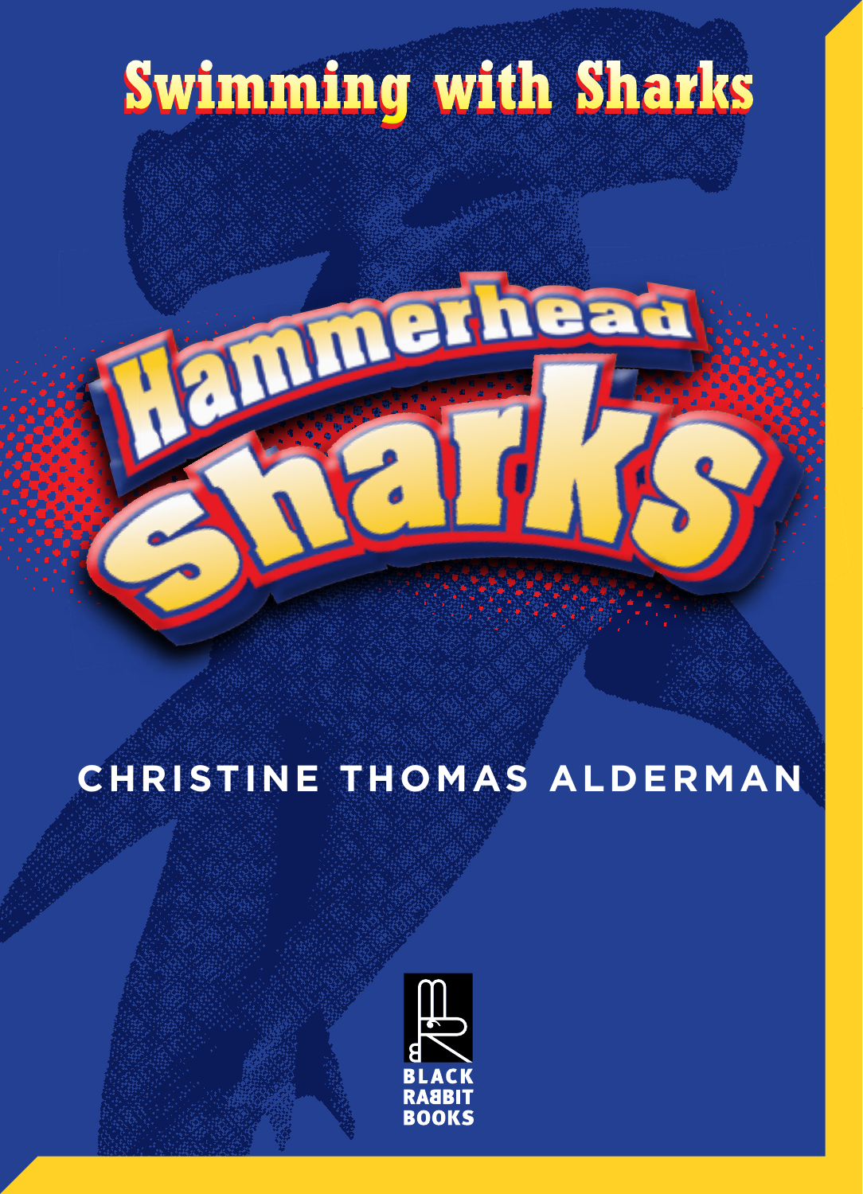Swimming with Sharks

# Hammerhead Sharks

CHRISTINE THOMAS ALDERMAN

BLACK RABBIT BOOKS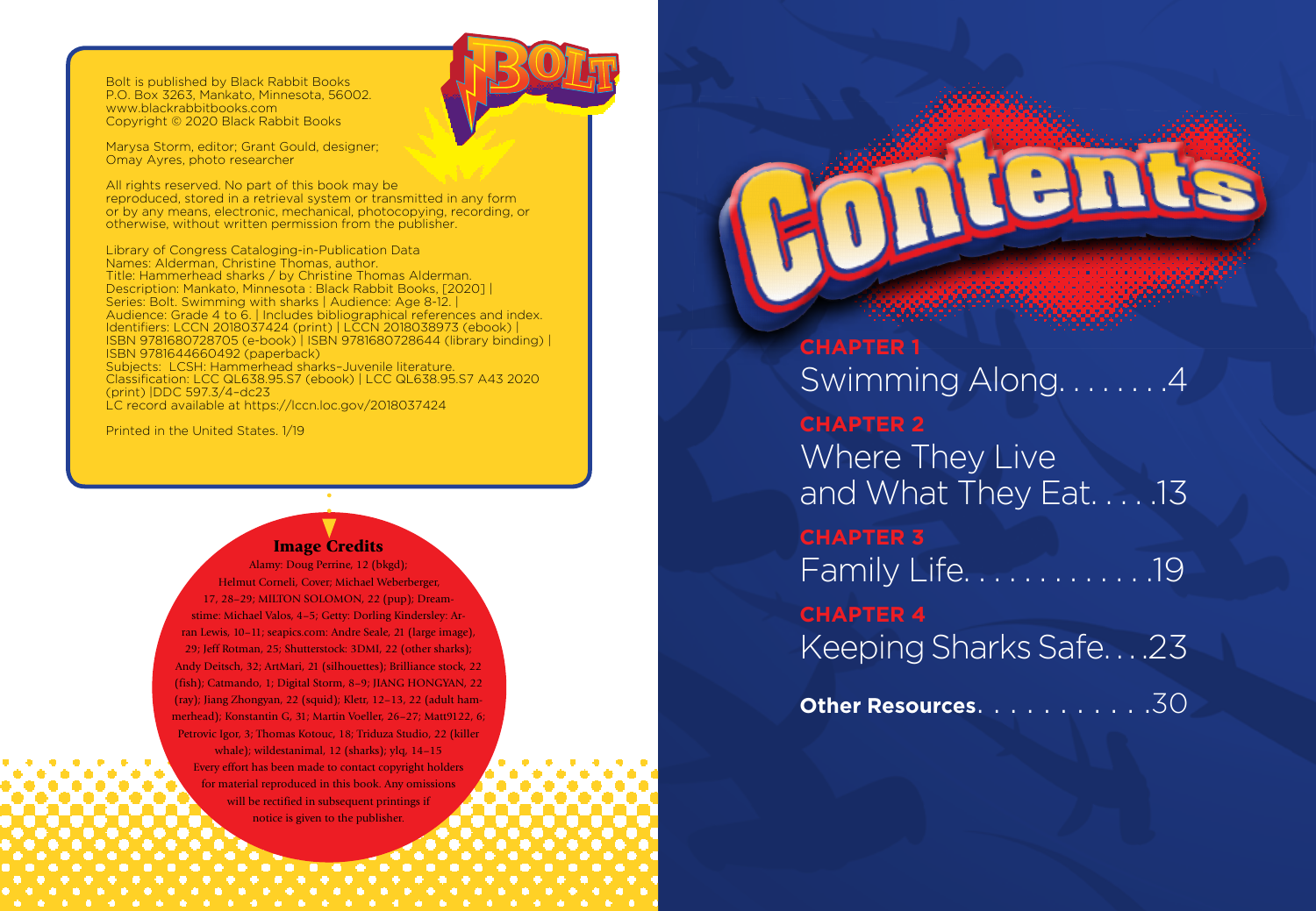Bolt is published by Black Rabbit Books
P.O. Box 3263, Mankato, Minnesota, 56002.
www.blackrabbitbooks.com
Copyright © 2020 Black Rabbit Books

Marysa Storm, editor; Grant Gould, designer;
Omay Ayres, photo researcher

All rights reserved. No part of this book may be reproduced, stored in a retrieval system or transmitted in any form or by any means, electronic, mechanical, photocopying, recording, or otherwise, without written permission from the publisher.

Library of Congress Cataloging-in-Publication Data
Names: Alderman, Christine Thomas, author.
Title: Hammerhead sharks / by Christine Thomas Alderman.
Description: Mankato, Minnesota : Black Rabbit Books, [2020] |
Series: Bolt. Swimming with sharks | Audience: Age 8-12. |
Audience: Grade 4 to 6. | Includes bibliographical references and index.
Identifiers: LCCN 2018037424 (print) | LCCN 2018038973 (ebook) |
ISBN 9781680728705 (e-book) | ISBN 9781680728644 (library binding) |
ISBN 9781644660492 (paperback)
Subjects: LCSH: Hammerhead sharks–Juvenile literature.
Classification: LCC QL638.95.S7 (ebook) | LCC QL638.95.S7 A43 2020
(print) |DDC 597.3/4–dc23
LC record available at https://lccn.loc.gov/2018037424

Printed in the United States. 1/19

**Image Credits**

Alamy: Doug Perrine, 12 (bkgd); Helmut Corneli, Cover; Michael Weberberger, 17, 28–29; MILTON SOLOMON, 22 (pup); Dreamstime: Michael Valos, 4–5; Getty: Dorling Kindersley: Aaran Lewis, 10–11; seapics.com: Andre Seale, 21 (large image), 29; Jeff Rotman, 25; Shutterstock: 3DMI, 22 (other sharks); Andy Deitsch, 32; ArtMari, 21 (silhouettes); Brilliance stock, 22 (fish); Catmando, 1; Digital Storm, 8–9; JIANG HONGYAN, 22 (ray); Jiang Zhongyan, 22 (squid); Kletr, 12–13, 22 (adult hammerhead); Konstantin G, 31; Martin Voeller, 26–27; Matt9122, 6; Petrovic Igor, 3; Thomas Kotouc, 18; Triduza Studio, 22 (killer whale); wildestanimal, 12 (sharks); ylq, 14–15
Every effort has been made to contact copyright holders for material reproduced in this book. Any omissions will be rectified in subsequent printings if notice is given to the publisher.

# Contents

**CHAPTER 1**
Swimming Along. . . . . . . .4

**CHAPTER 2**
Where They Live and What They Eat. . . . .13

**CHAPTER 3**
Family Life. . . . . . . . . . . . .19

**CHAPTER 4**
Keeping Sharks Safe. . . .23

**Other Resources**. . . . . . . . . . . .30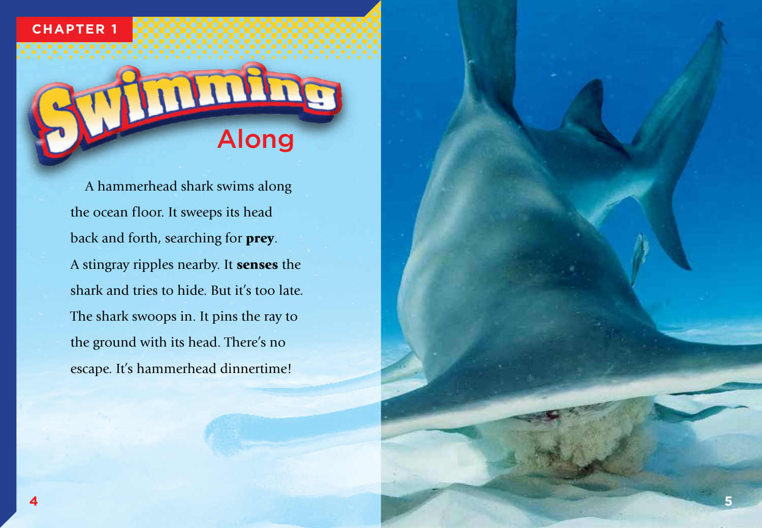CHAPTER 1

# Swimming Along

A hammerhead shark swims along the ocean floor. It sweeps its head back and forth, searching for **prey**. A stingray ripples nearby. It **senses** the shark and tries to hide. But it's too late. The shark swoops in. It pins the ray to the ground with its head. There's no escape. It's hammerhead dinnertime!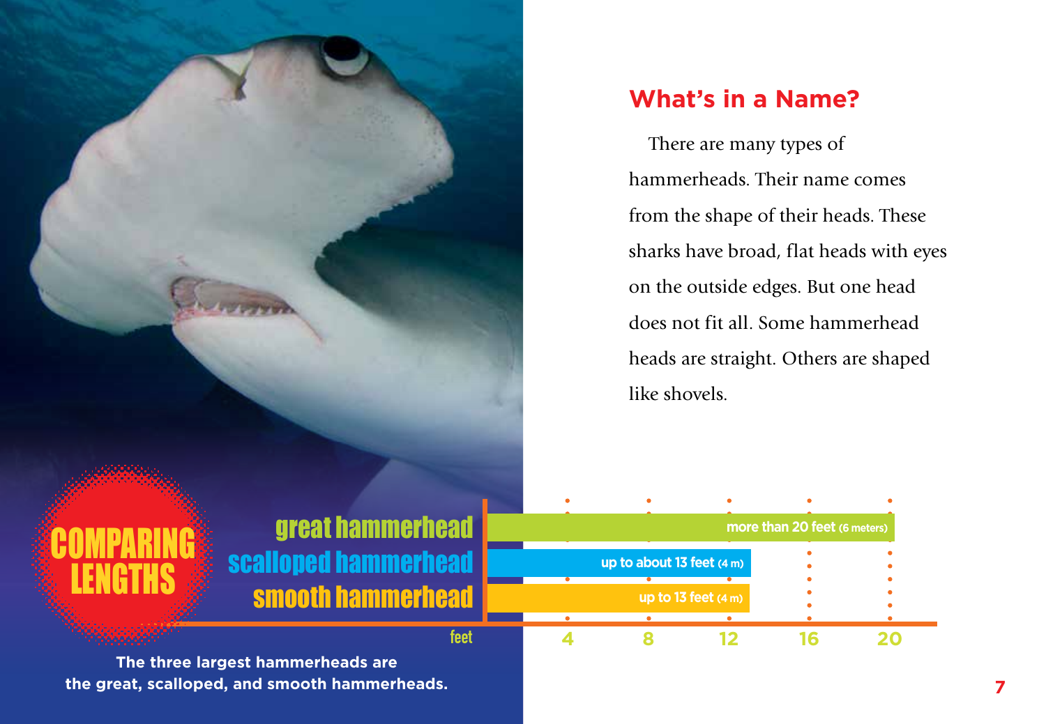## What's in a Name?

There are many types of hammerheads. Their name comes from the shape of their heads. These sharks have broad, flat heads with eyes on the outside edges. But one head does not fit all. Some hammerhead heads are straight. Others are shaped like shovels.

### COMPARING LENGTHS

| Shark | Length |
|---|---|
| great hammerhead | more than 20 feet (6 meters) |
| scalloped hammerhead | up to about 13 feet (4 m) |
| smooth hammerhead | up to 13 feet (4 m) |

feet: 4, 8, 12, 16, 20

The three largest hammerheads are the great, scalloped, and smooth hammerheads.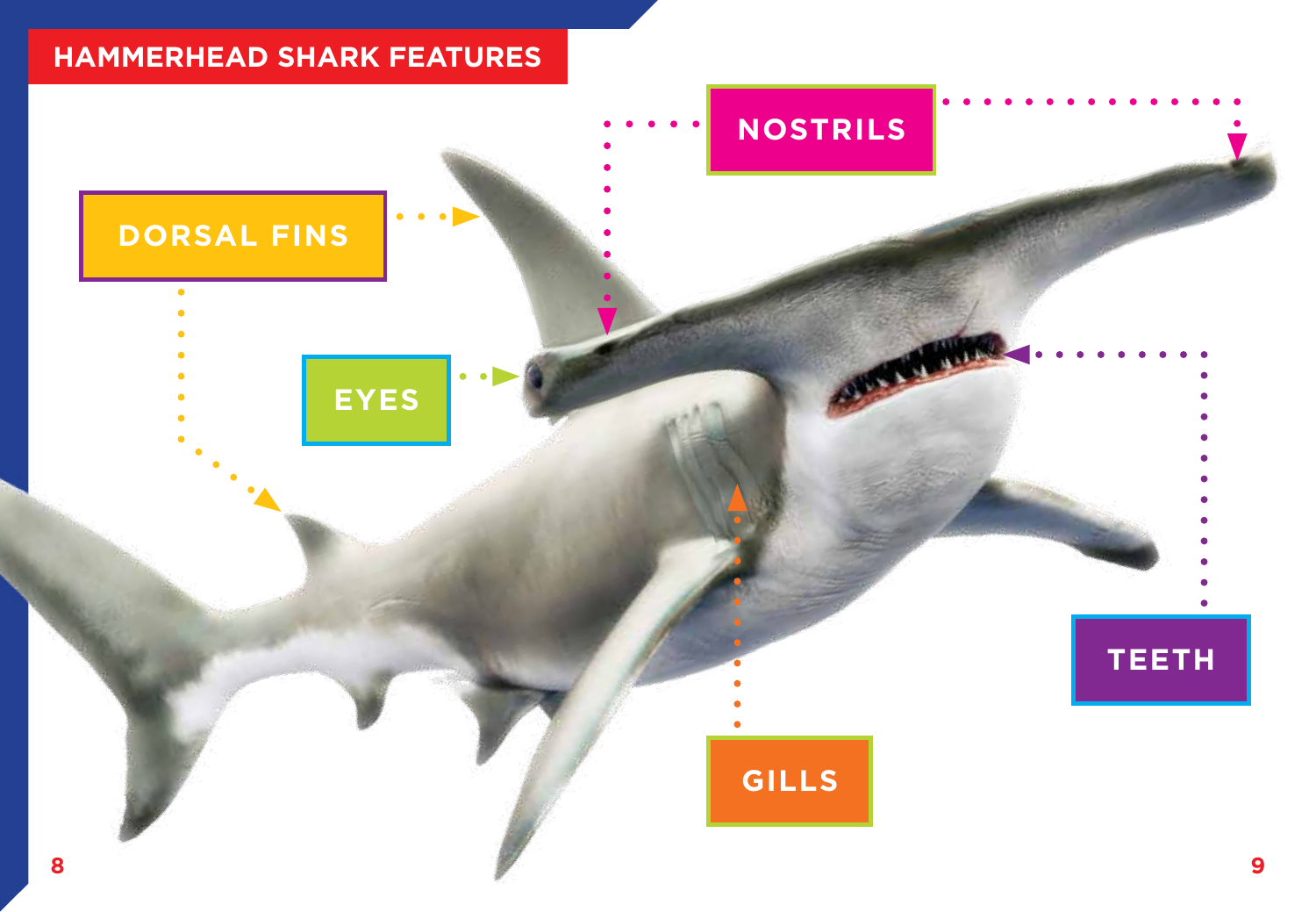## HAMMERHEAD SHARK FEATURES

DORSAL FINS

NOSTRILS

EYES

TEETH

GILLS